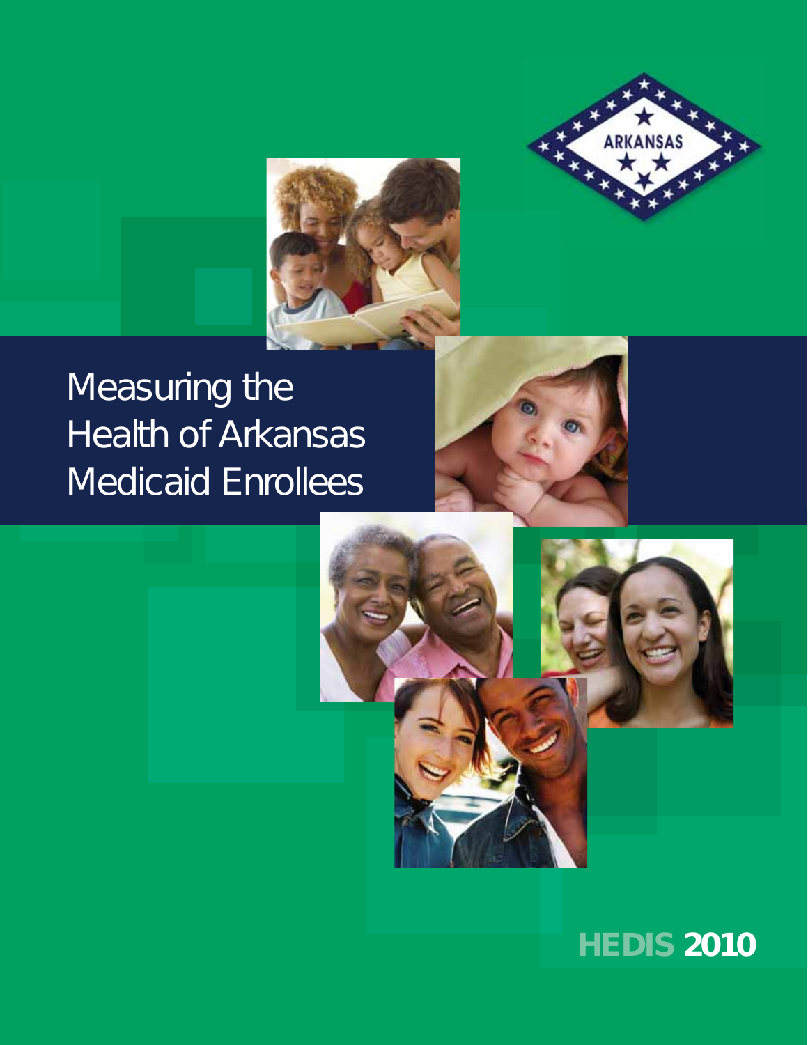ARKANSAS

# Measuring the Health of Arkansas Medicaid Enrollees

**HEDIS 2010**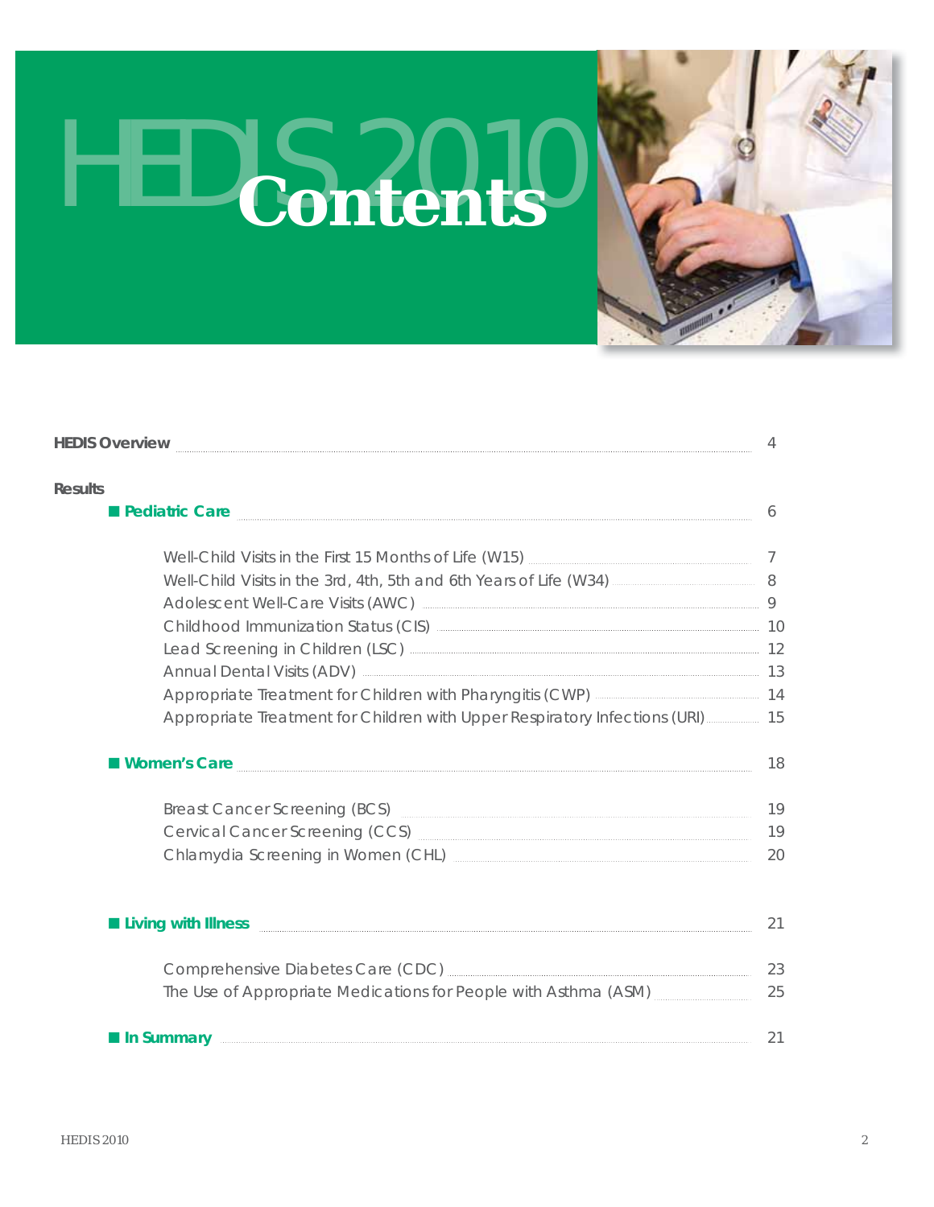# HEDIS 2010 Contents

| | |
|---|---|
| **HEDIS Overview** | 4 |
| **Results** | |
| **Pediatric Care** | 6 |
| Well-Child Visits in the First 15 Months of Life (W15) | 7 |
| Well-Child Visits in the 3rd, 4th, 5th and 6th Years of Life (W34) | 8 |
| Adolescent Well-Care Visits (AWC) | 9 |
| Childhood Immunization Status (CIS) | 10 |
| Lead Screening in Children (LSC) | 12 |
| Annual Dental Visits (ADV) | 13 |
| Appropriate Treatment for Children with Pharyngitis (CWP) | 14 |
| Appropriate Treatment for Children with Upper Respiratory Infections (URI) | 15 |
| **Women's Care** | 18 |
| Breast Cancer Screening (BCS) | 19 |
| Cervical Cancer Screening (CCS) | 19 |
| Chlamydia Screening in Women (CHL) | 20 |
| **Living with Illness** | 21 |
| Comprehensive Diabetes Care (CDC) | 23 |
| The Use of Appropriate Medications for People with Asthma (ASM) | 25 |
| **In Summary** | 21 |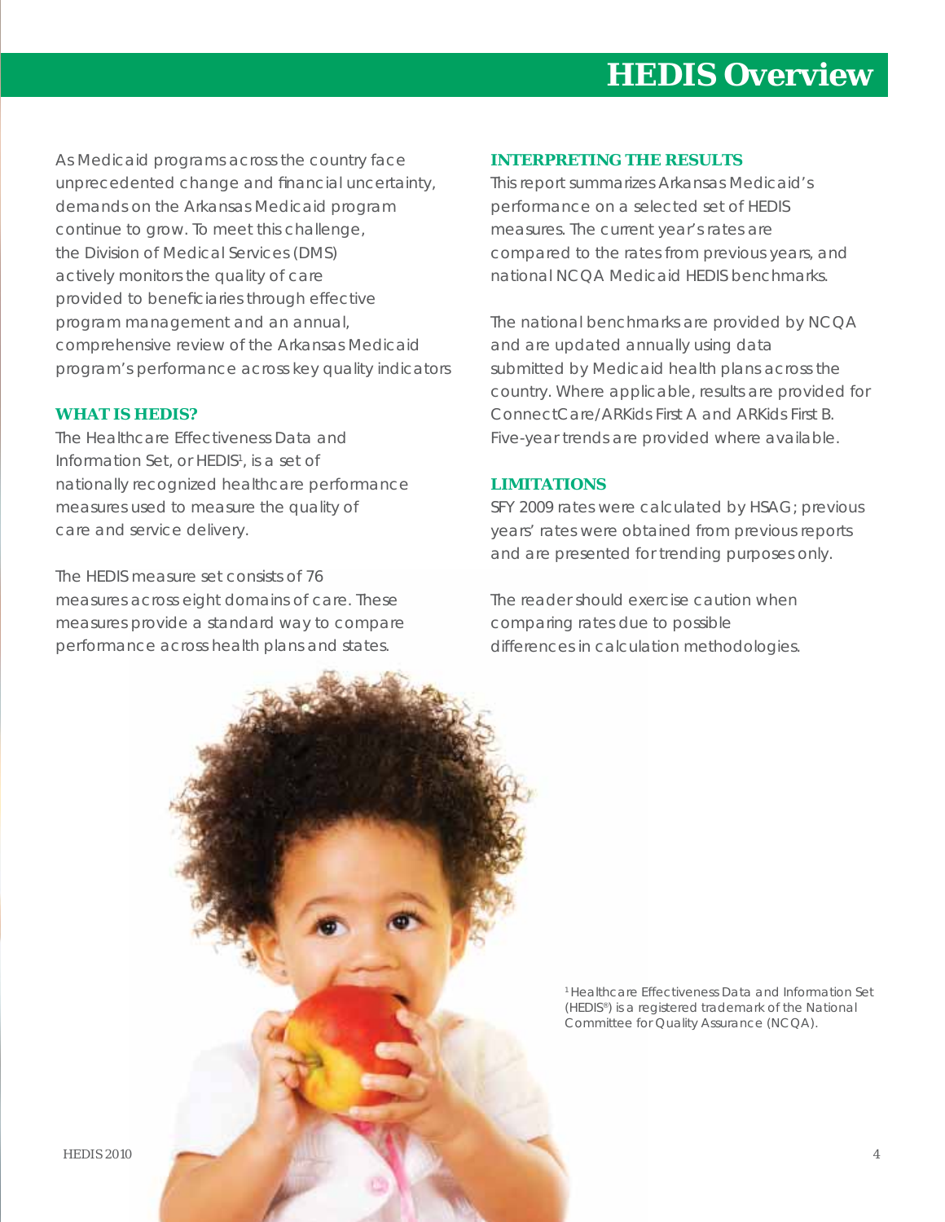# HEDIS Overview

As Medicaid programs across the country face unprecedented change and financial uncertainty, demands on the Arkansas Medicaid program continue to grow. To meet this challenge, the Division of Medical Services (DMS) actively monitors the quality of care provided to beneficiaries through effective program management and an annual, comprehensive review of the Arkansas Medicaid program's performance across key quality indicators

## WHAT IS HEDIS?

The Healthcare Effectiveness Data and Information Set, or HEDIS[1], is a set of nationally recognized healthcare performance measures used to measure the quality of care and service delivery.

The HEDIS measure set consists of 76 measures across eight domains of care. These measures provide a standard way to compare performance across health plans and states.

## INTERPRETING THE RESULTS

This report summarizes Arkansas Medicaid's performance on a selected set of HEDIS measures. The current year's rates are compared to the rates from previous years, and national NCQA Medicaid HEDIS benchmarks.

The national benchmarks are provided by NCQA and are updated annually using data submitted by Medicaid health plans across the country. Where applicable, results are provided for ConnectCare/ARKids First A and ARKids First B. Five-year trends are provided where available.

## LIMITATIONS

SFY 2009 rates were calculated by HSAG; previous years' rates were obtained from previous reports and are presented for trending purposes only.

The reader should exercise caution when comparing rates due to possible differences in calculation methodologies.

[1] Healthcare Effectiveness Data and Information Set (HEDIS®) is a registered trademark of the National Committee for Quality Assurance (NCQA).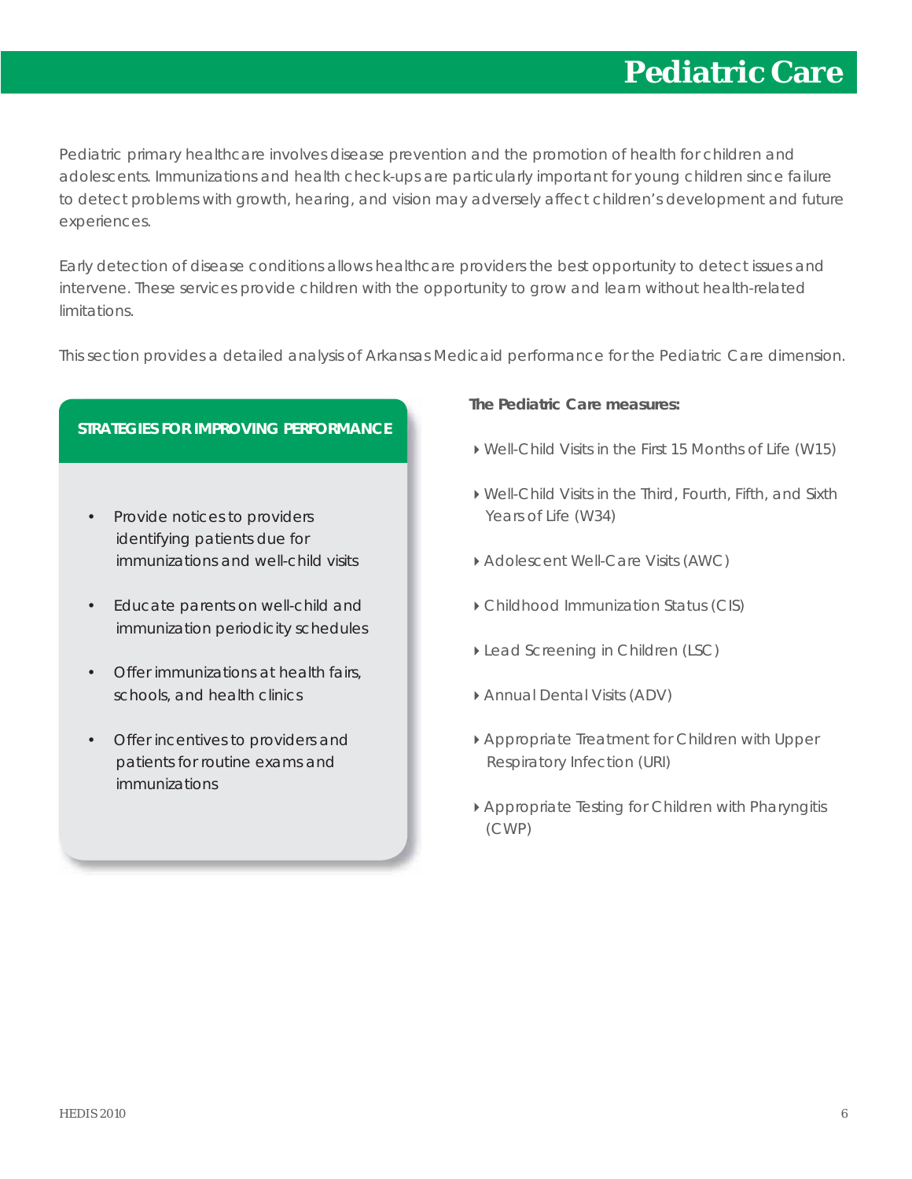# Pediatric Care

Pediatric primary healthcare involves disease prevention and the promotion of health for children and adolescents. Immunizations and health check-ups are particularly important for young children since failure to detect problems with growth, hearing, and vision may adversely affect children's development and future experiences.

Early detection of disease conditions allows healthcare providers the best opportunity to detect issues and intervene. These services provide children with the opportunity to grow and learn without health-related limitations.

This section provides a detailed analysis of Arkansas Medicaid performance for the Pediatric Care dimension.

**STRATEGIES FOR IMPROVING PERFORMANCE**

- Provide notices to providers identifying patients due for immunizations and well-child visits
- Educate parents on well-child and immunization periodicity schedules
- Offer immunizations at health fairs, schools, and health clinics
- Offer incentives to providers and patients for routine exams and immunizations

**The Pediatric Care measures:**

- Well-Child Visits in the First 15 Months of Life (W15)
- Well-Child Visits in the Third, Fourth, Fifth, and Sixth Years of Life (W34)
- Adolescent Well-Care Visits (AWC)
- Childhood Immunization Status (CIS)
- Lead Screening in Children (LSC)
- Annual Dental Visits (ADV)
- Appropriate Treatment for Children with Upper Respiratory Infection (URI)
- Appropriate Testing for Children with Pharyngitis (CWP)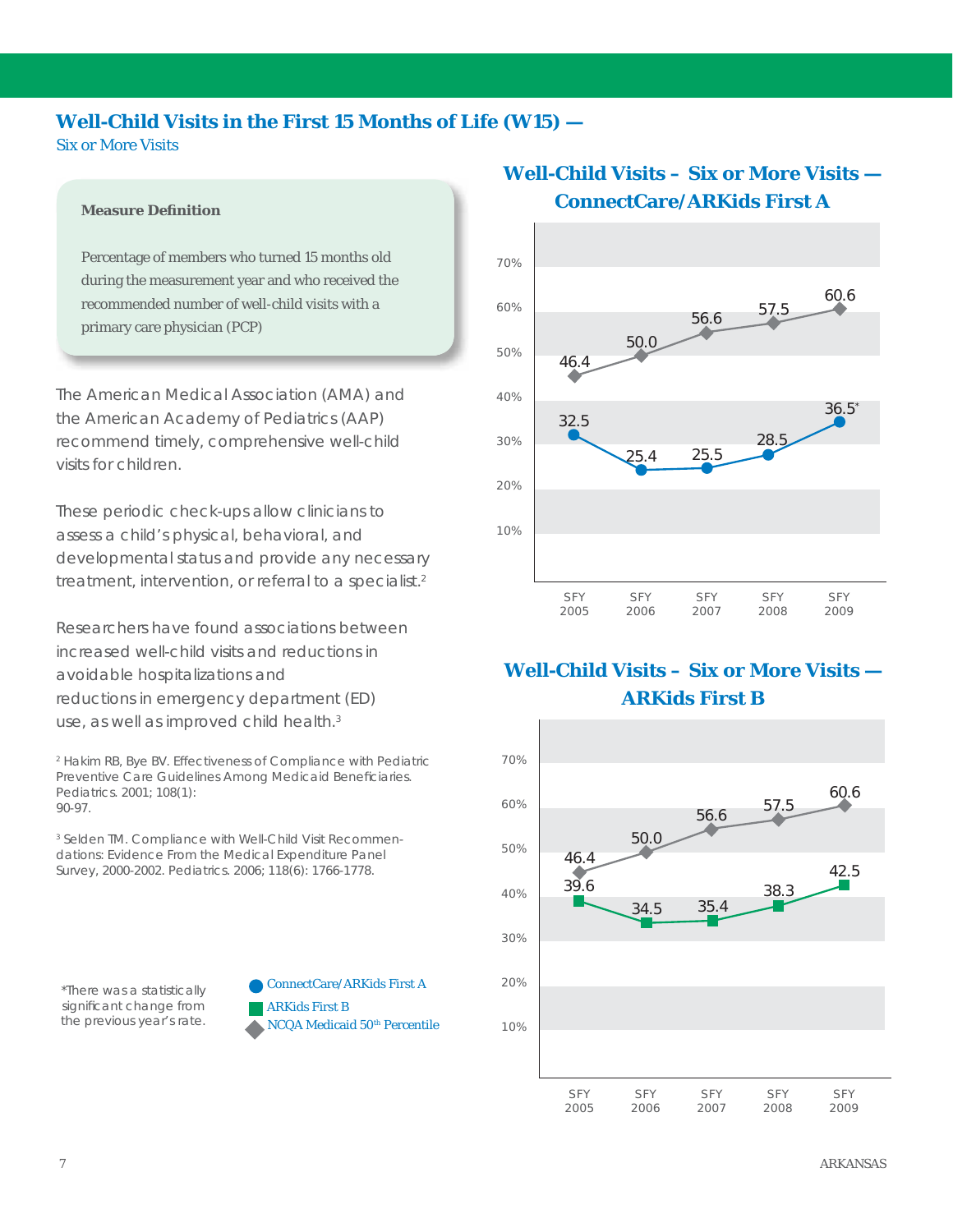## Well-Child Visits in the First 15 Months of Life (W15) —

Six or More Visits

**Measure Definition**

Percentage of members who turned 15 months old during the measurement year and who received the recommended number of well-child visits with a primary care physician (PCP)

The American Medical Association (AMA) and the American Academy of Pediatrics (AAP) recommend timely, comprehensive well-child visits for children.

These periodic check-ups allow clinicians to assess a child's physical, behavioral, and developmental status and provide any necessary treatment, intervention, or referral to a specialist.[2]

Researchers have found associations between increased well-child visits and reductions in avoidable hospitalizations and reductions in emergency department (ED) use, as well as improved child health.[3]

[2] Hakim RB, Bye BV. Effectiveness of Compliance with Pediatric Preventive Care Guidelines Among Medicaid Beneficiaries. Pediatrics. 2001; 108(1): 90-97.

[3] Selden TM. Compliance with Well-Child Visit Recommendations: Evidence From the Medical Expenditure Panel Survey, 2000-2002. Pediatrics. 2006; 118(6): 1766-1778.

### Well-Child Visits – Six or More Visits — ConnectCare/ARKids First A

| | SFY 2005 | SFY 2006 | SFY 2007 | SFY 2008 | SFY 2009 |
|---|---|---|---|---|---|
| ConnectCare/ARKids First A | 32.5 | 25.4 | 25.5 | 28.5 | 36.5* |
| NCQA Medicaid 50th Percentile | 46.4 | 50.0 | 56.6 | 57.5 | 60.6 |

### Well-Child Visits – Six or More Visits — ARKids First B

| | SFY 2005 | SFY 2006 | SFY 2007 | SFY 2008 | SFY 2009 |
|---|---|---|---|---|---|
| ARKids First B | 39.6 | 34.5 | 35.4 | 38.3 | 42.5 |
| NCQA Medicaid 50th Percentile | 46.4 | 50.0 | 56.6 | 57.5 | 60.6 |

*There was a statistically significant change from the previous year's rate.

- ConnectCare/ARKids First A
- ARKids First B
- NCQA Medicaid 50th Percentile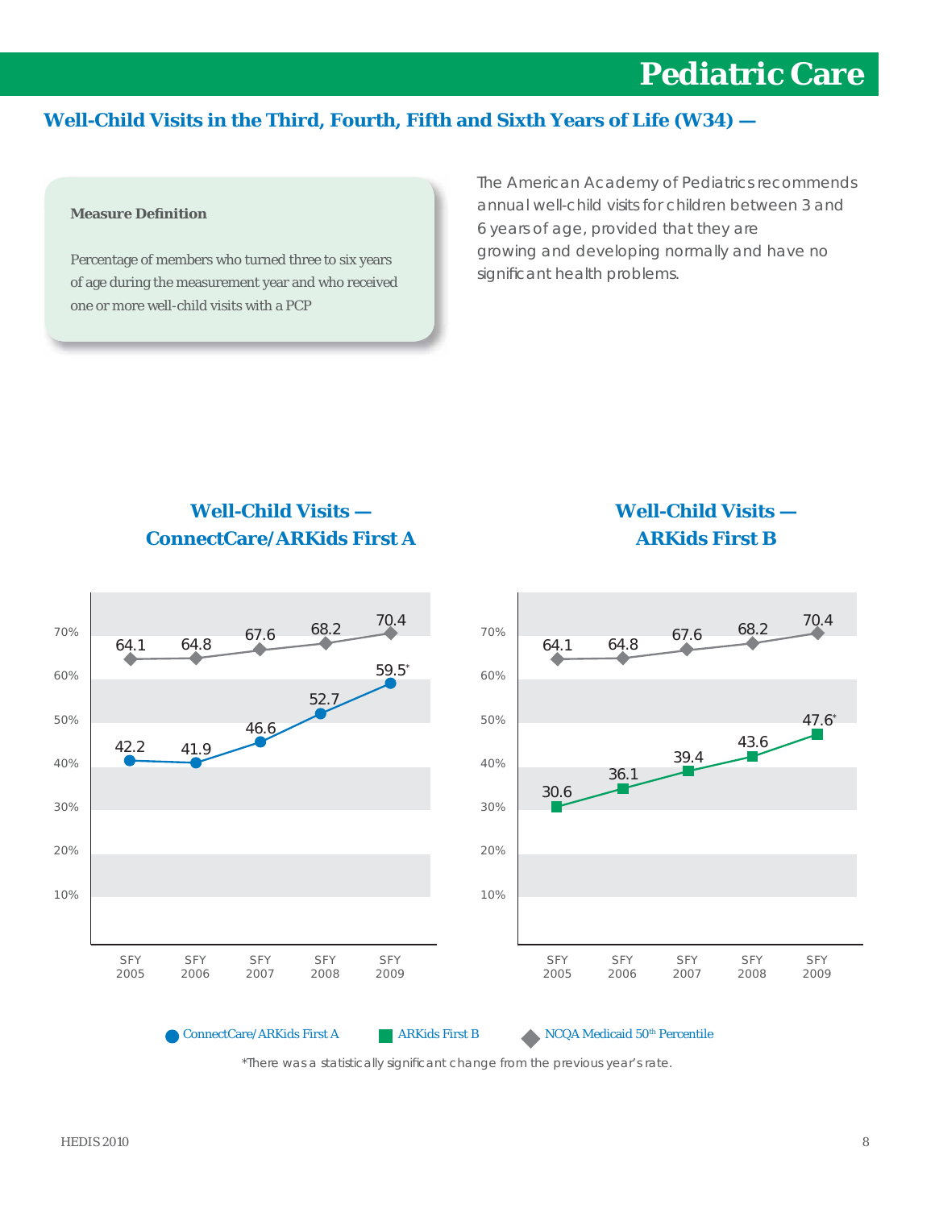# Pediatric Care

## Well-Child Visits in the Third, Fourth, Fifth and Sixth Years of Life (W34) —

**Measure Definition**

Percentage of members who turned three to six years of age during the measurement year and who received one or more well-child visits with a PCP

The American Academy of Pediatrics recommends annual well-child visits for children between 3 and 6 years of age, provided that they are growing and developing normally and have no significant health problems.

### Well-Child Visits — ConnectCare/ARKids First A

| | SFY 2005 | SFY 2006 | SFY 2007 | SFY 2008 | SFY 2009 |
|---|---|---|---|---|---|
| ConnectCare/ARKids First A | 42.2 | 41.9 | 46.6 | 52.7 | 59.5* |
| NCQA Medicaid 50th Percentile | 64.1 | 64.8 | 67.6 | 68.2 | 70.4 |

### Well-Child Visits — ARKids First B

| | SFY 2005 | SFY 2006 | SFY 2007 | SFY 2008 | SFY 2009 |
|---|---|---|---|---|---|
| ARKids First B | 30.6 | 36.1 | 39.4 | 43.6 | 47.6* |
| NCQA Medicaid 50th Percentile | 64.1 | 64.8 | 67.6 | 68.2 | 70.4 |

ConnectCare/ARKids First A | ARKids First B | NCQA Medicaid 50th Percentile

*There was a statistically significant change from the previous year's rate.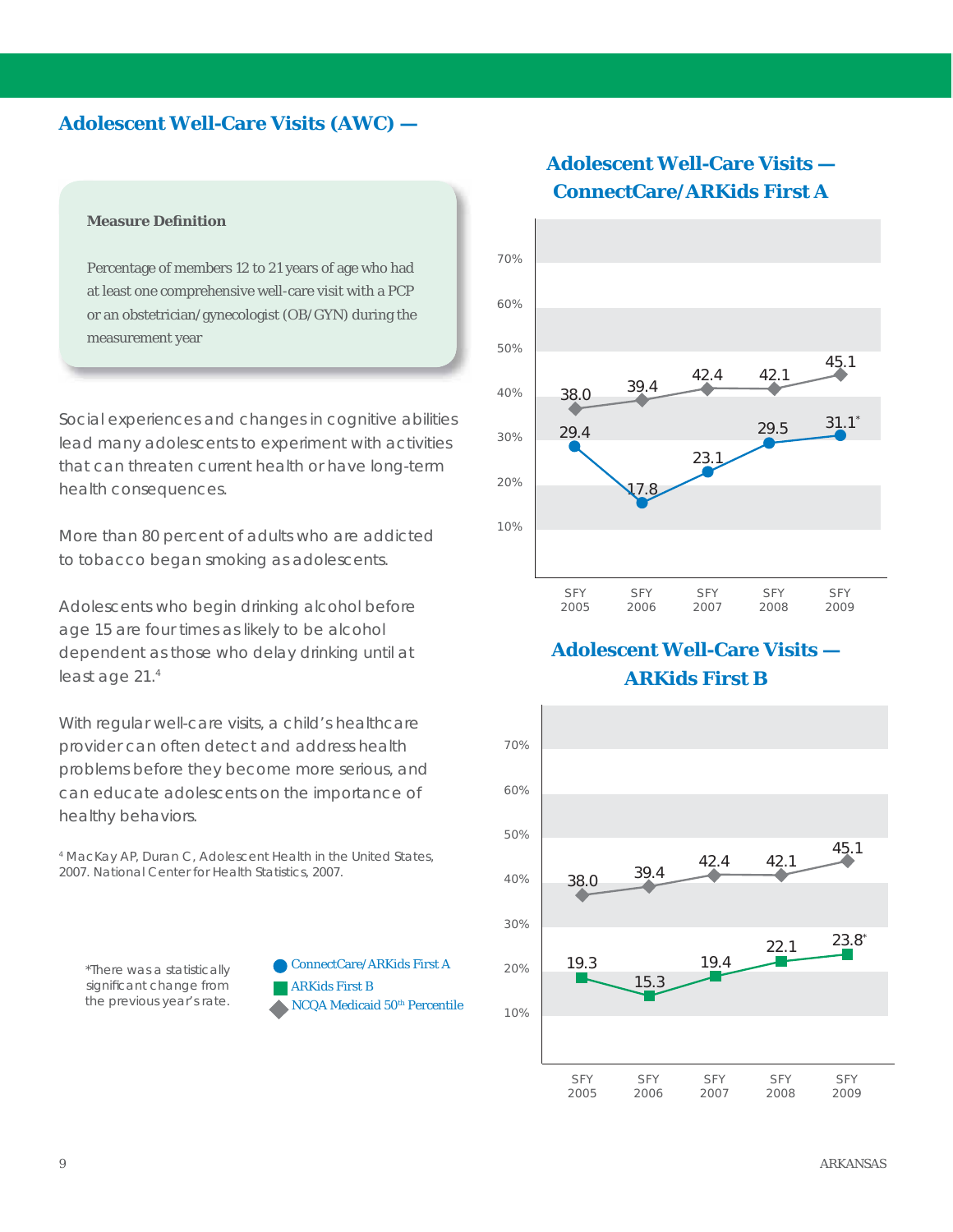## Adolescent Well-Care Visits (AWC) —

**Measure Definition**

Percentage of members 12 to 21 years of age who had at least one comprehensive well-care visit with a PCP or an obstetrician/gynecologist (OB/GYN) during the measurement year

Social experiences and changes in cognitive abilities lead many adolescents to experiment with activities that can threaten current health or have long-term health consequences.

More than 80 percent of adults who are addicted to tobacco began smoking as adolescents.

Adolescents who begin drinking alcohol before age 15 are four times as likely to be alcohol dependent as those who delay drinking until at least age 21.[4]

With regular well-care visits, a child's healthcare provider can often detect and address health problems before they become more serious, and can educate adolescents on the importance of healthy behaviors.

[4] MacKay AP, Duran C, Adolescent Health in the United States, 2007. National Center for Health Statistics, 2007.

### Adolescent Well-Care Visits — ConnectCare/ARKids First A

| | SFY 2005 | SFY 2006 | SFY 2007 | SFY 2008 | SFY 2009 |
|---|---|---|---|---|---|
| ConnectCare/ARKids First A | 29.4 | 17.8 | 23.1 | 29.5 | 31.1* |
| NCQA Medicaid 50th Percentile | 38.0 | 39.4 | 42.4 | 42.1 | 45.1 |

### Adolescent Well-Care Visits — ARKids First B

| | SFY 2005 | SFY 2006 | SFY 2007 | SFY 2008 | SFY 2009 |
|---|---|---|---|---|---|
| ARKids First B | 19.3 | 15.3 | 19.4 | 22.1 | 23.8* |
| NCQA Medicaid 50th Percentile | 38.0 | 39.4 | 42.4 | 42.1 | 45.1 |

*There was a statistically significant change from the previous year's rate.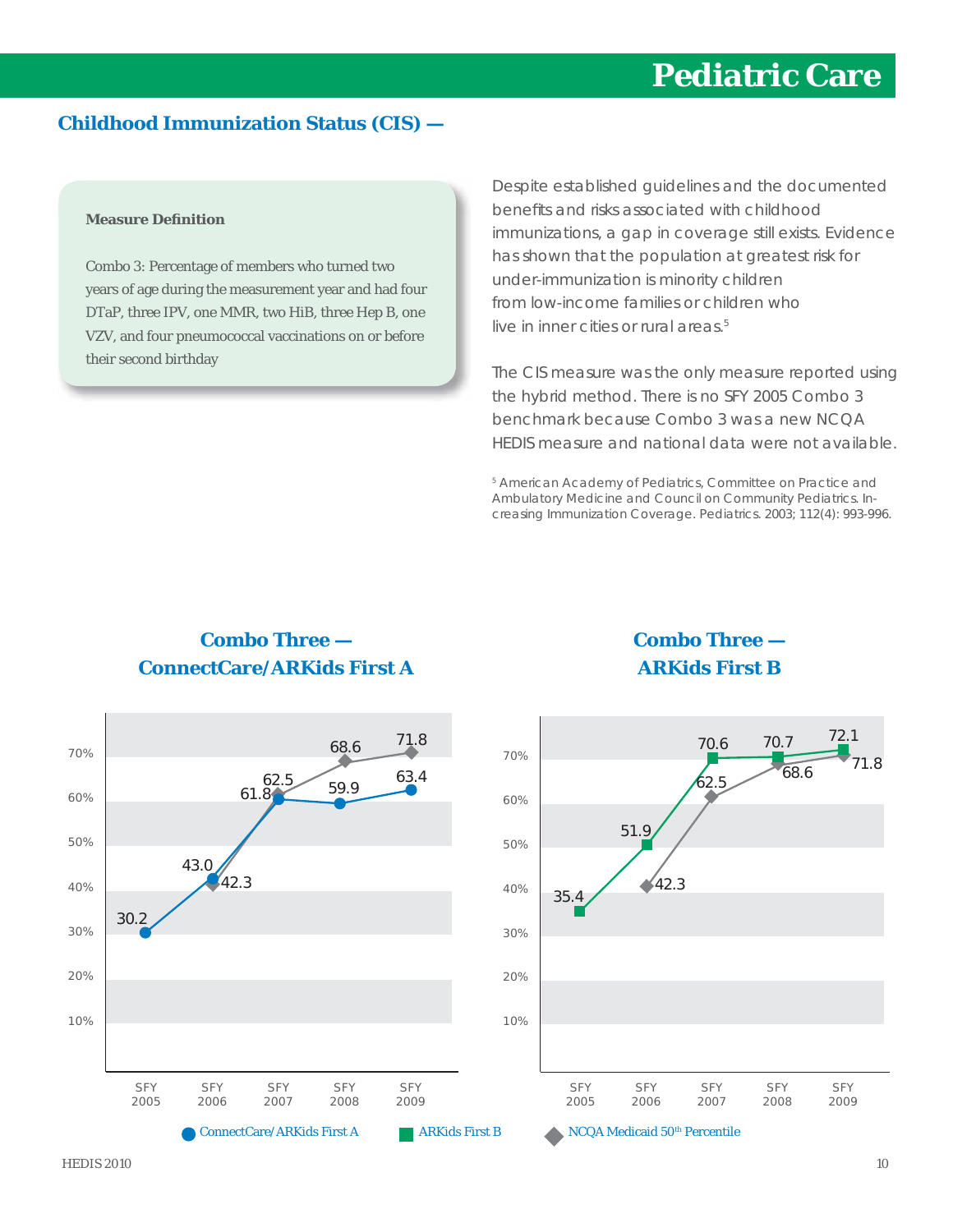# Pediatric Care

## Childhood Immunization Status (CIS) —

**Measure Definition**

Combo 3: Percentage of members who turned two years of age during the measurement year and had four DTaP, three IPV, one MMR, two HiB, three Hep B, one VZV, and four pneumococcal vaccinations on or before their second birthday

Despite established guidelines and the documented benefits and risks associated with childhood immunizations, a gap in coverage still exists. Evidence has shown that the population at greatest risk for under-immunization is minority children from low-income families or children who live in inner cities or rural areas.[5]

The CIS measure was the only measure reported using the hybrid method. There is no SFY 2005 Combo 3 benchmark because Combo 3 was a new NCQA HEDIS measure and national data were not available.

[5] American Academy of Pediatrics, Committee on Practice and Ambulatory Medicine and Council on Community Pediatrics. Increasing Immunization Coverage. Pediatrics. 2003; 112(4): 993-996.

### Combo Three — ConnectCare/ARKids First A

| | SFY 2005 | SFY 2006 | SFY 2007 | SFY 2008 | SFY 2009 |
|---|---|---|---|---|---|
| ConnectCare/ARKids First A | 30.2 | 43.0 | 61.8 | 59.9 | 63.4 |
| NCQA Medicaid 50th Percentile | | 42.3 | 62.5 | 68.6 | 71.8 |

### Combo Three — ARKids First B

| | SFY 2005 | SFY 2006 | SFY 2007 | SFY 2008 | SFY 2009 |
|---|---|---|---|---|---|
| ARKids First B | 35.4 | 51.9 | 70.6 | 70.7 | 72.1 |
| NCQA Medicaid 50th Percentile | | 42.3 | 62.5 | 68.6 | 71.8 |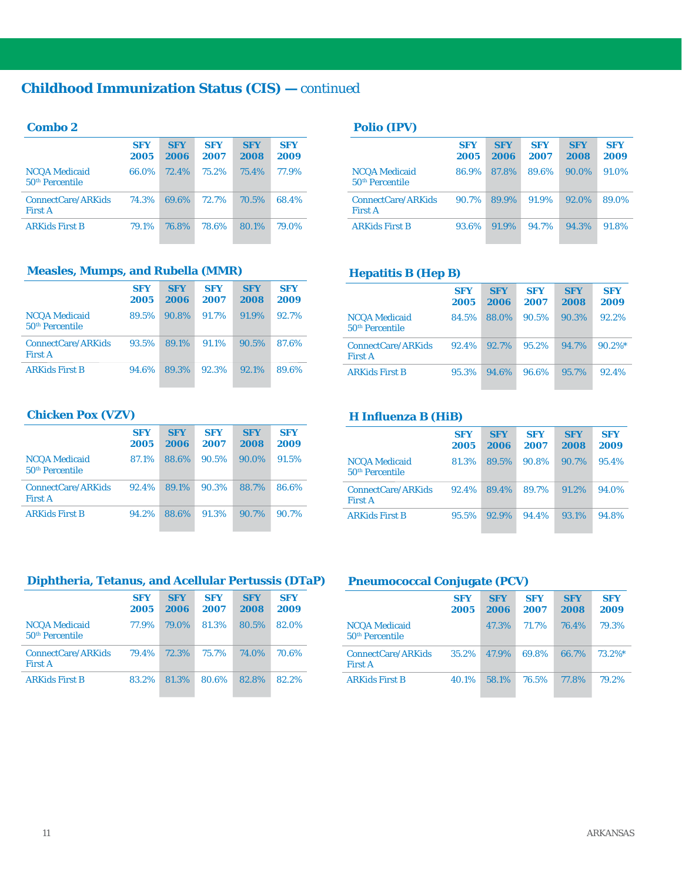## Childhood Immunization Status (CIS) — continued

### Combo 2

| | SFY 2005 | SFY 2006 | SFY 2007 | SFY 2008 | SFY 2009 |
|---|---|---|---|---|---|
| NCQA Medicaid 50th Percentile | 66.0% | 72.4% | 75.2% | 75.4% | 77.9% |
| ConnectCare/ARKids First A | 74.3% | 69.6% | 72.7% | 70.5% | 68.4% |
| ARKids First B | 79.1% | 76.8% | 78.6% | 80.1% | 79.0% |

### Polio (IPV)

| | SFY 2005 | SFY 2006 | SFY 2007 | SFY 2008 | SFY 2009 |
|---|---|---|---|---|---|
| NCQA Medicaid 50th Percentile | 86.9% | 87.8% | 89.6% | 90.0% | 91.0% |
| ConnectCare/ARKids First A | 90.7% | 89.9% | 91.9% | 92.0% | 89.0% |
| ARKids First B | 93.6% | 91.9% | 94.7% | 94.3% | 91.8% |

### Measles, Mumps, and Rubella (MMR)

| | SFY 2005 | SFY 2006 | SFY 2007 | SFY 2008 | SFY 2009 |
|---|---|---|---|---|---|
| NCQA Medicaid 50th Percentile | 89.5% | 90.8% | 91.7% | 91.9% | 92.7% |
| ConnectCare/ARKids First A | 93.5% | 89.1% | 91.1% | 90.5% | 87.6% |
| ARKids First B | 94.6% | 89.3% | 92.3% | 92.1% | 89.6% |

### Hepatitis B (Hep B)

| | SFY 2005 | SFY 2006 | SFY 2007 | SFY 2008 | SFY 2009 |
|---|---|---|---|---|---|
| NCQA Medicaid 50th Percentile | 84.5% | 88.0% | 90.5% | 90.3% | 92.2% |
| ConnectCare/ARKids First A | 92.4% | 92.7% | 95.2% | 94.7% | 90.2%* |
| ARKids First B | 95.3% | 94.6% | 96.6% | 95.7% | 92.4% |

### Chicken Pox (VZV)

| | SFY 2005 | SFY 2006 | SFY 2007 | SFY 2008 | SFY 2009 |
|---|---|---|---|---|---|
| NCQA Medicaid 50th Percentile | 87.1% | 88.6% | 90.5% | 90.0% | 91.5% |
| ConnectCare/ARKids First A | 92.4% | 89.1% | 90.3% | 88.7% | 86.6% |
| ARKids First B | 94.2% | 88.6% | 91.3% | 90.7% | 90.7% |

### H Influenza B (HiB)

| | SFY 2005 | SFY 2006 | SFY 2007 | SFY 2008 | SFY 2009 |
|---|---|---|---|---|---|
| NCQA Medicaid 50th Percentile | 81.3% | 89.5% | 90.8% | 90.7% | 95.4% |
| ConnectCare/ARKids First A | 92.4% | 89.4% | 89.7% | 91.2% | 94.0% |
| ARKids First B | 95.5% | 92.9% | 94.4% | 93.1% | 94.8% |

### Diphtheria, Tetanus, and Acellular Pertussis (DTaP)

| | SFY 2005 | SFY 2006 | SFY 2007 | SFY 2008 | SFY 2009 |
|---|---|---|---|---|---|
| NCQA Medicaid 50th Percentile | 77.9% | 79.0% | 81.3% | 80.5% | 82.0% |
| ConnectCare/ARKids First A | 79.4% | 72.3% | 75.7% | 74.0% | 70.6% |
| ARKids First B | 83.2% | 81.3% | 80.6% | 82.8% | 82.2% |

### Pneumococcal Conjugate (PCV)

| | SFY 2005 | SFY 2006 | SFY 2007 | SFY 2008 | SFY 2009 |
|---|---|---|---|---|---|
| NCQA Medicaid 50th Percentile | | 47.3% | 71.7% | 76.4% | 79.3% |
| ConnectCare/ARKids First A | 35.2% | 47.9% | 69.8% | 66.7% | 73.2%* |
| ARKids First B | 40.1% | 58.1% | 76.5% | 77.8% | 79.2% |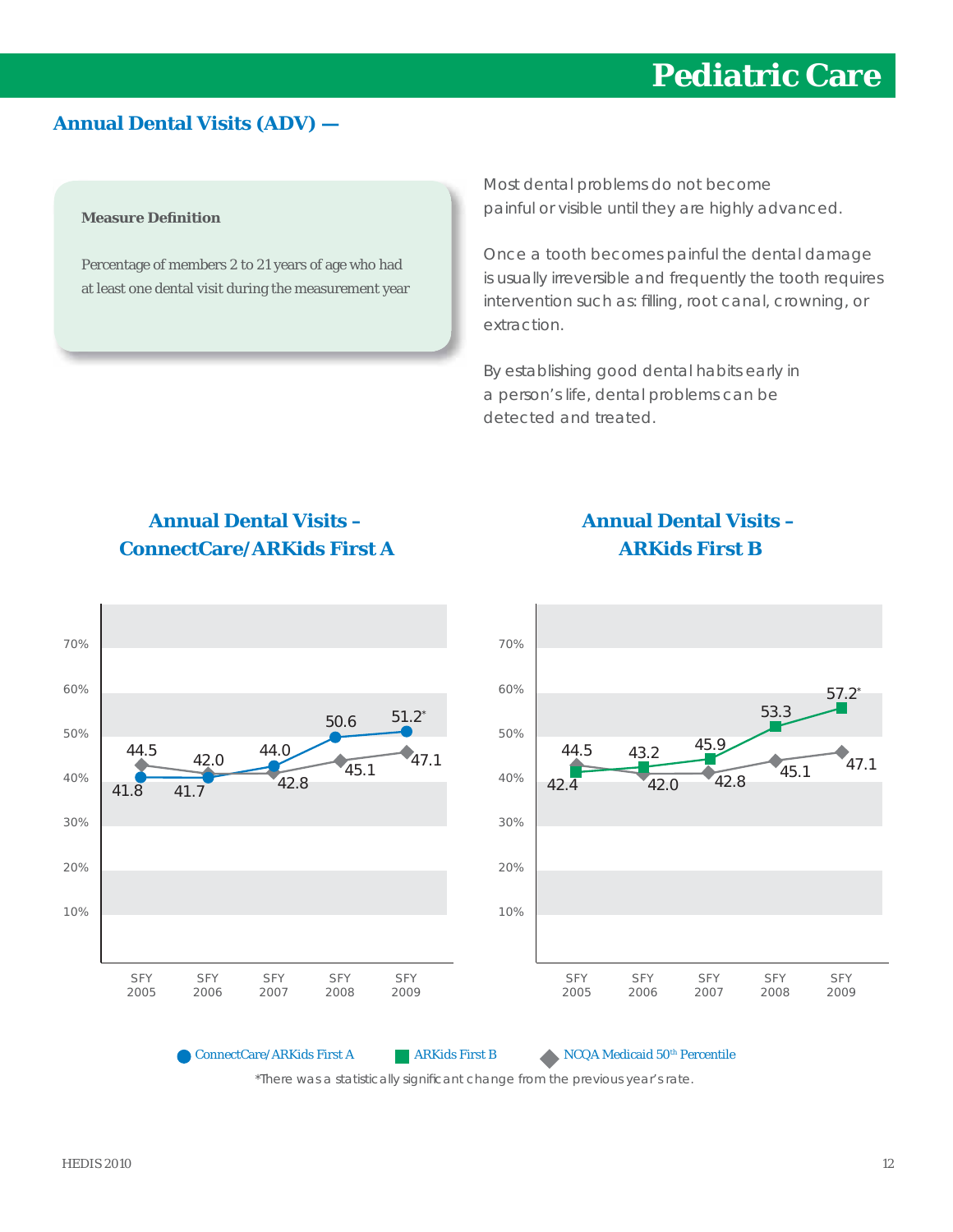# Pediatric Care

## Annual Dental Visits (ADV) —

**Measure Definition**

Percentage of members 2 to 21 years of age who had at least one dental visit during the measurement year

Most dental problems do not become painful or visible until they are highly advanced.

Once a tooth becomes painful the dental damage is usually irreversible and frequently the tooth requires intervention such as: filling, root canal, crowning, or extraction.

By establishing good dental habits early in a person's life, dental problems can be detected and treated.

### Annual Dental Visits – ConnectCare/ARKids First A

| | SFY 2005 | SFY 2006 | SFY 2007 | SFY 2008 | SFY 2009 |
|---|---|---|---|---|---|
| ConnectCare/ARKids First A | 41.8 | 41.7 | 44.0 | 50.6 | 51.2* |
| NCQA Medicaid 50th Percentile | 44.5 | 42.0 | 42.8 | 45.1 | 47.1 |

### Annual Dental Visits – ARKids First B

| | SFY 2005 | SFY 2006 | SFY 2007 | SFY 2008 | SFY 2009 |
|---|---|---|---|---|---|
| ARKids First B | 42.4 | 43.2 | 45.9 | 53.3 | 57.2* |
| NCQA Medicaid 50th Percentile | 44.5 | 42.0 | 42.8 | 45.1 | 47.1 |

*There was a statistically significant change from the previous year's rate.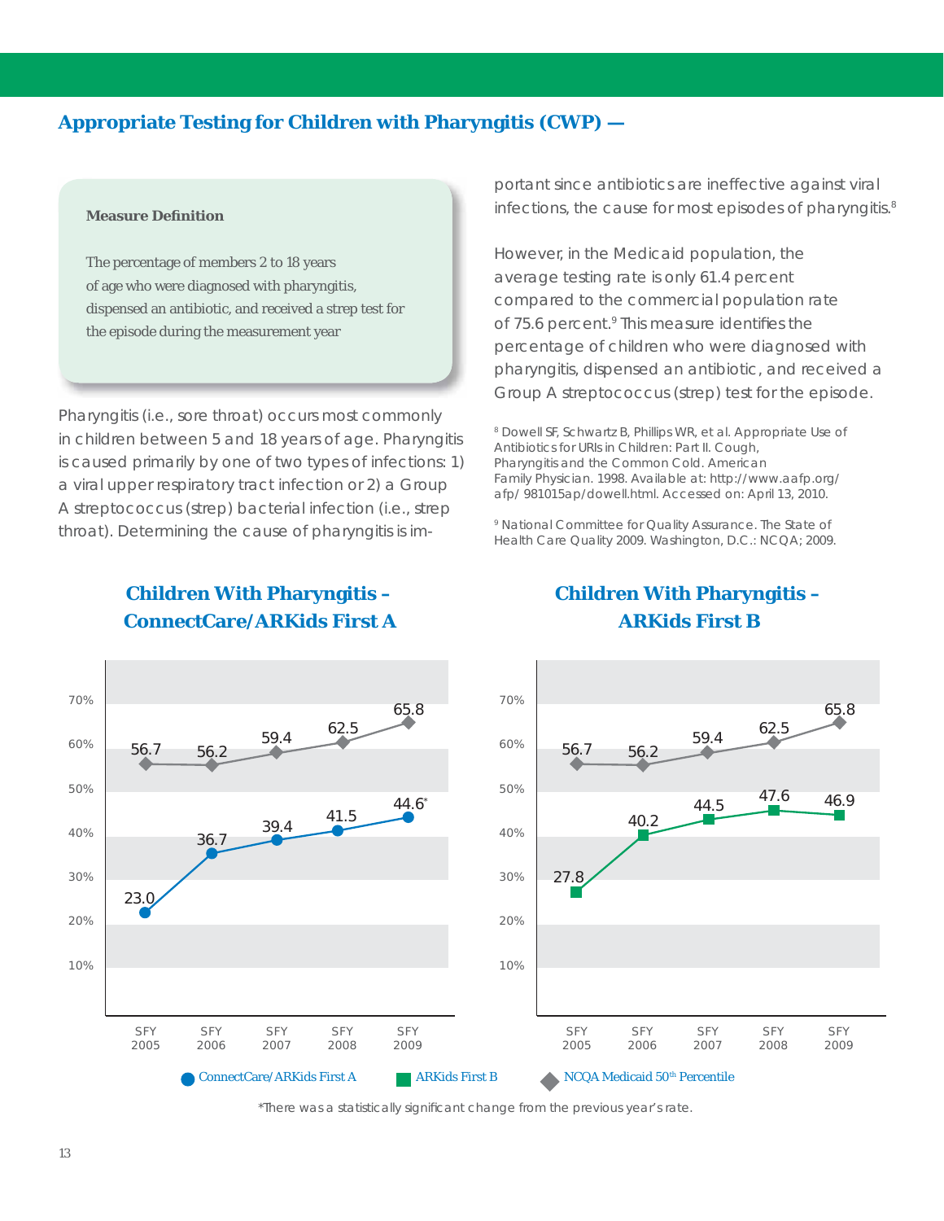## Appropriate Testing for Children with Pharyngitis (CWP) —

**Measure Definition**

The percentage of members 2 to 18 years of age who were diagnosed with pharyngitis, dispensed an antibiotic, and received a strep test for the episode during the measurement year

Pharyngitis (i.e., sore throat) occurs most commonly in children between 5 and 18 years of age. Pharyngitis is caused primarily by one of two types of infections: 1) a viral upper respiratory tract infection or 2) a Group A streptococcus (strep) bacterial infection (i.e., strep throat). Determining the cause of pharyngitis is important since antibiotics are ineffective against viral infections, the cause for most episodes of pharyngitis.[8]

However, in the Medicaid population, the average testing rate is only 61.4 percent compared to the commercial population rate of 75.6 percent.[9] This measure identifies the percentage of children who were diagnosed with pharyngitis, dispensed an antibiotic, and received a Group A streptococcus (strep) test for the episode.

[8] Dowell SF, Schwartz B, Phillips WR, et al. Appropriate Use of Antibiotics for URIs in Children: Part II. Cough, Pharyngitis and the Common Cold. American Family Physician. 1998. Available at: http://www.aafp.org/afp/ 981015ap/dowell.html. Accessed on: April 13, 2010.

[9] National Committee for Quality Assurance. The State of Health Care Quality 2009. Washington, D.C.: NCQA; 2009.

### Children With Pharyngitis – ConnectCare/ARKids First A

| | SFY 2005 | SFY 2006 | SFY 2007 | SFY 2008 | SFY 2009 |
|---|---|---|---|---|---|
| ConnectCare/ARKids First A | 23.0 | 36.7 | 39.4 | 41.5 | 44.6* |
| NCQA Medicaid 50th Percentile | 56.7 | 56.2 | 59.4 | 62.5 | 65.8 |

### Children With Pharyngitis – ARKids First B

| | SFY 2005 | SFY 2006 | SFY 2007 | SFY 2008 | SFY 2009 |
|---|---|---|---|---|---|
| ARKids First B | 27.8 | 40.2 | 44.5 | 47.6 | 46.9 |
| NCQA Medicaid 50th Percentile | 56.7 | 56.2 | 59.4 | 62.5 | 65.8 |

*There was a statistically significant change from the previous year's rate.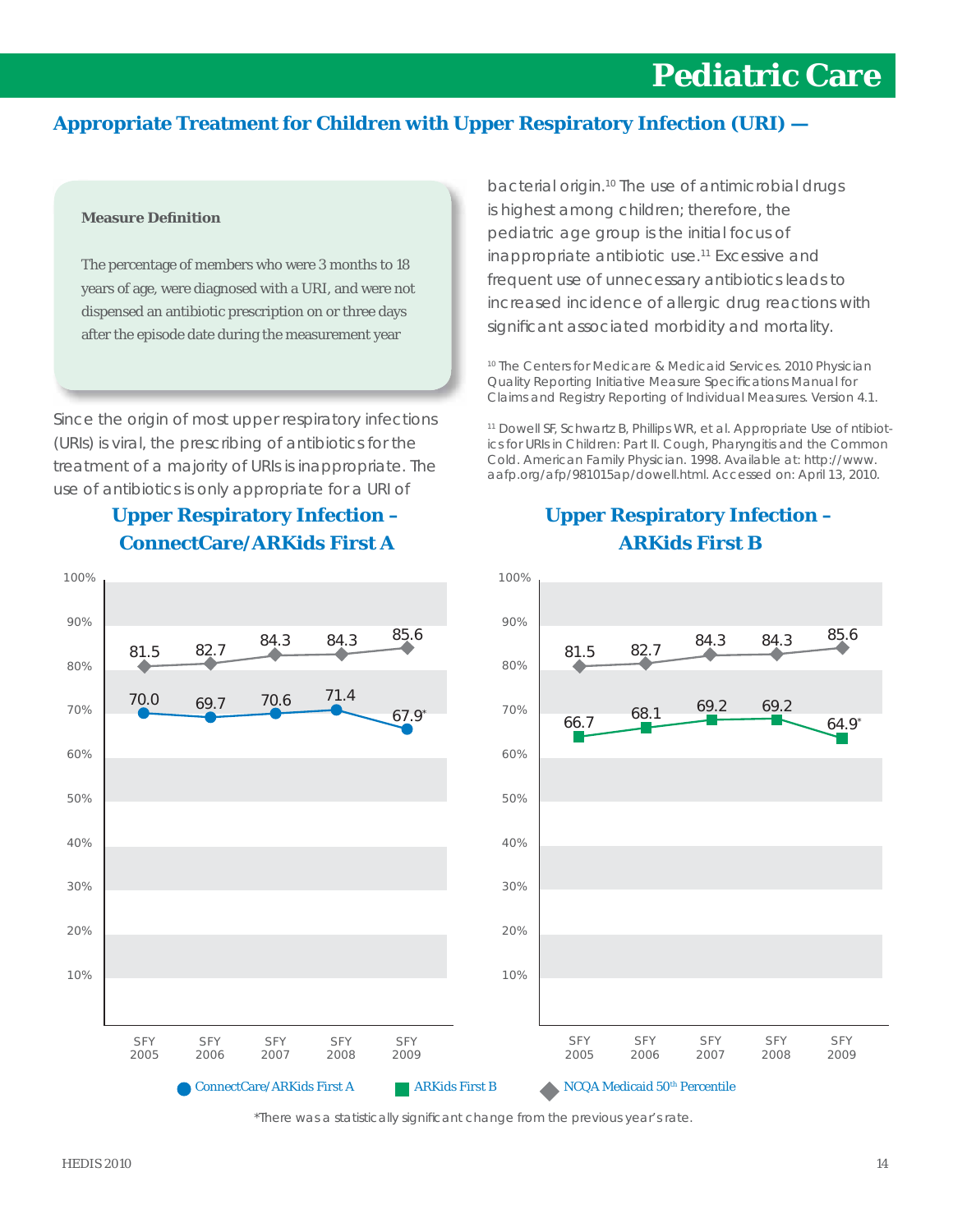# Pediatric Care

## Appropriate Treatment for Children with Upper Respiratory Infection (URI) —

**Measure Definition**

The percentage of members who were 3 months to 18 years of age, were diagnosed with a URI, and were not dispensed an antibiotic prescription on or three days after the episode date during the measurement year

Since the origin of most upper respiratory infections (URIs) is viral, the prescribing of antibiotics for the treatment of a majority of URIs is inappropriate. The use of antibiotics is only appropriate for a URI of bacterial origin.[10] The use of antimicrobial drugs is highest among children; therefore, the pediatric age group is the initial focus of inappropriate antibiotic use.[11] Excessive and frequent use of unnecessary antibiotics leads to increased incidence of allergic drug reactions with significant associated morbidity and mortality.

[10] The Centers for Medicare & Medicaid Services. 2010 Physician Quality Reporting Initiative Measure Specifications Manual for Claims and Registry Reporting of Individual Measures. Version 4.1.

[11] Dowell SF, Schwartz B, Phillips WR, et al. Appropriate Use of ntibiotics for URIs in Children: Part II. Cough, Pharyngitis and the Common Cold. American Family Physician. 1998. Available at: http://www.aafp.org/afp/981015ap/dowell.html. Accessed on: April 13, 2010.

### Upper Respiratory Infection – ConnectCare/ARKids First A

| | SFY 2005 | SFY 2006 | SFY 2007 | SFY 2008 | SFY 2009 |
|---|---|---|---|---|---|
| ConnectCare/ARKids First A | 70.0 | 69.7 | 70.6 | 71.4 | 67.9* |
| NCQA Medicaid 50th Percentile | 81.5 | 82.7 | 84.3 | 84.3 | 85.6 |

### Upper Respiratory Infection – ARKids First B

| | SFY 2005 | SFY 2006 | SFY 2007 | SFY 2008 | SFY 2009 |
|---|---|---|---|---|---|
| ARKids First B | 66.7 | 68.1 | 69.2 | 69.2 | 64.9* |
| NCQA Medicaid 50th Percentile | 81.5 | 82.7 | 84.3 | 84.3 | 85.6 |

*There was a statistically significant change from the previous year's rate.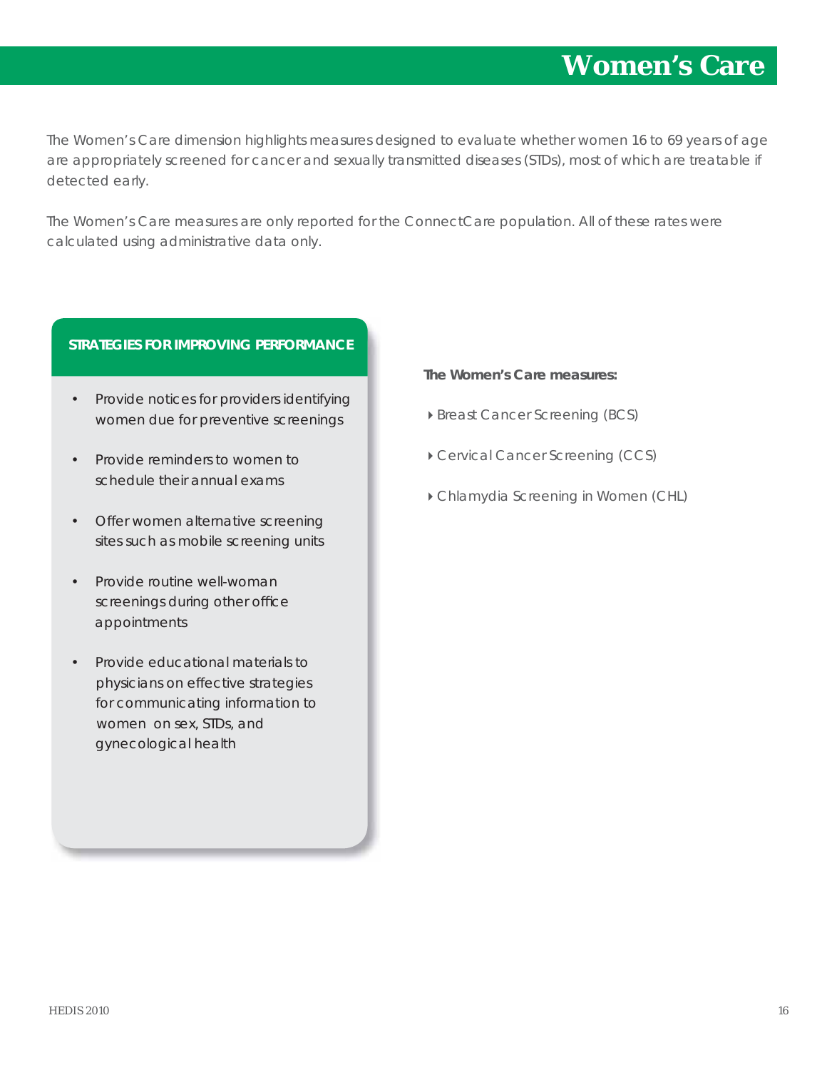# Women's Care

The Women's Care dimension highlights measures designed to evaluate whether women 16 to 69 years of age are appropriately screened for cancer and sexually transmitted diseases (STDs), most of which are treatable if detected early.

The Women's Care measures are only reported for the ConnectCare population. All of these rates were calculated using administrative data only.

**STRATEGIES FOR IMPROVING PERFORMANCE**

- Provide notices for providers identifying women due for preventive screenings
- Provide reminders to women to schedule their annual exams
- Offer women alternative screening sites such as mobile screening units
- Provide routine well-woman screenings during other office appointments
- Provide educational materials to physicians on effective strategies for communicating information to women on sex, STDs, and gynecological health

**The Women's Care measures:**

- Breast Cancer Screening (BCS)
- Cervical Cancer Screening (CCS)
- Chlamydia Screening in Women (CHL)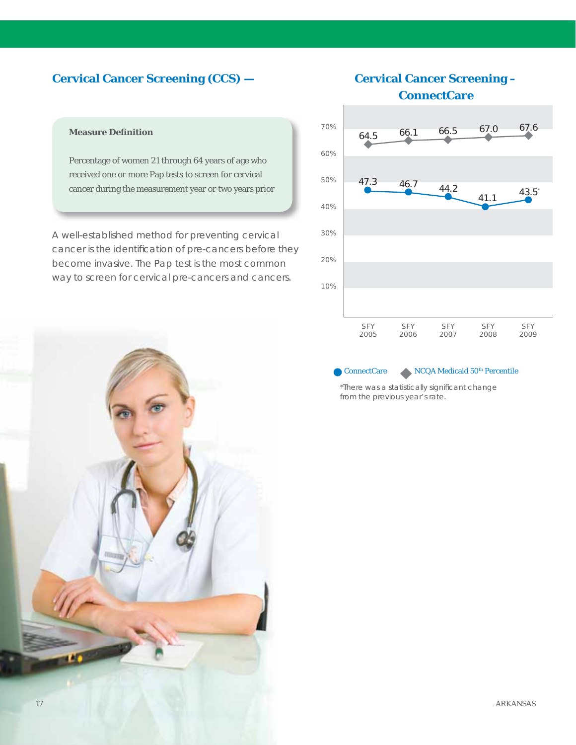## Cervical Cancer Screening (CCS) —

**Measure Definition**

Percentage of women 21 through 64 years of age who received one or more Pap tests to screen for cervical cancer during the measurement year or two years prior

A well-established method for preventing cervical cancer is the identification of pre-cancers before they become invasive. The Pap test is the most common way to screen for cervical pre-cancers and cancers.

## Cervical Cancer Screening – ConnectCare

| | SFY 2005 | SFY 2006 | SFY 2007 | SFY 2008 | SFY 2009 |
|---|---|---|---|---|---|
| ConnectCare | 47.3 | 46.7 | 44.2 | 41.1 | 43.5* |
| NCQA Medicaid 50th Percentile | 64.5 | 66.1 | 66.5 | 67.0 | 67.6 |

*There was a statistically significant change from the previous year's rate.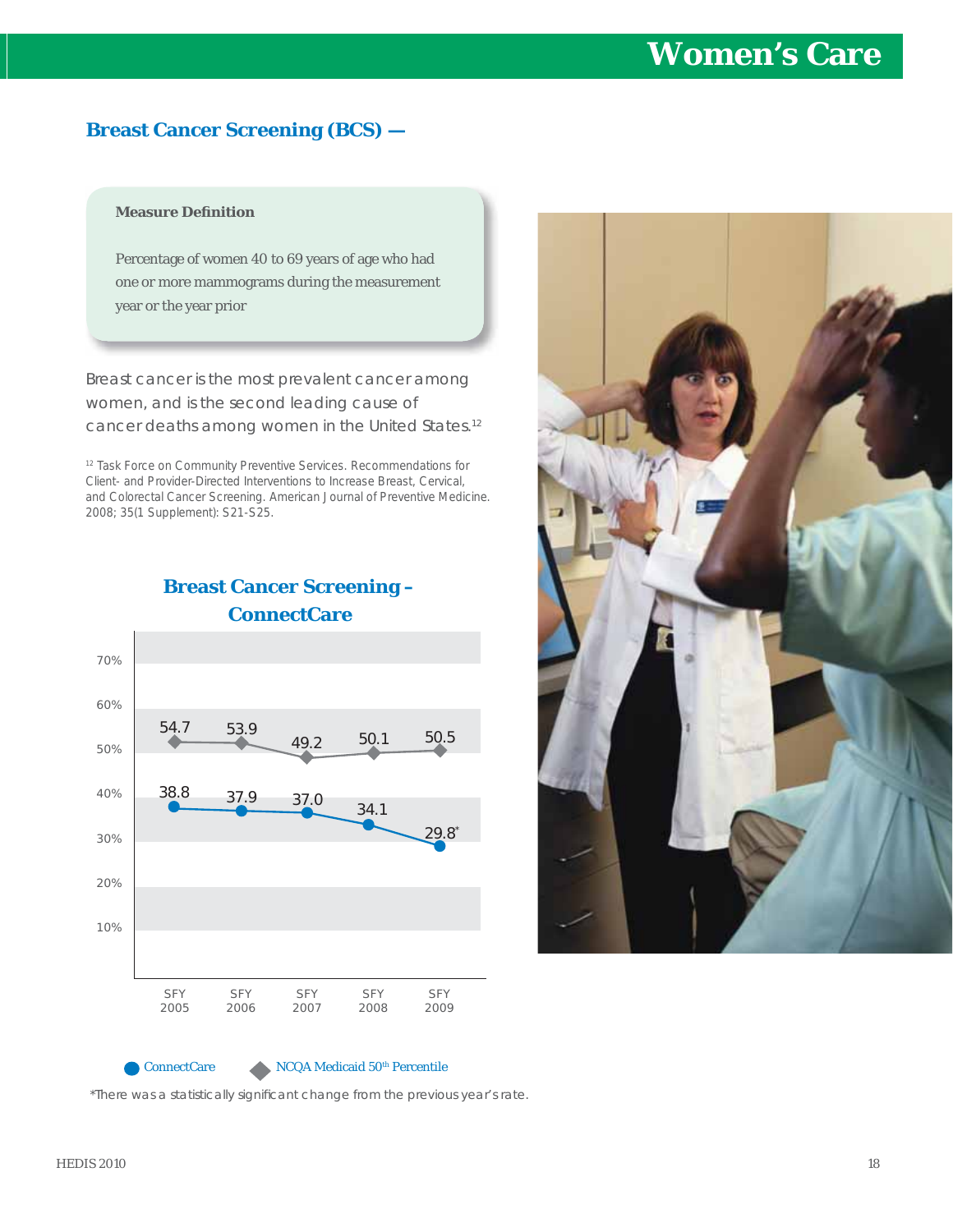# Women's Care

## Breast Cancer Screening (BCS) —

**Measure Definition**

Percentage of women 40 to 69 years of age who had one or more mammograms during the measurement year or the year prior

Breast cancer is the most prevalent cancer among women, and is the second leading cause of cancer deaths among women in the United States.[12]

[12] Task Force on Community Preventive Services. Recommendations for Client- and Provider-Directed Interventions to Increase Breast, Cervical, and Colorectal Cancer Screening. American Journal of Preventive Medicine. 2008; 35(1 Supplement): S21-S25.

### Breast Cancer Screening – ConnectCare

| | SFY 2005 | SFY 2006 | SFY 2007 | SFY 2008 | SFY 2009 |
|---|---|---|---|---|---|
| ConnectCare | 38.8 | 37.9 | 37.0 | 34.1 | 29.8* |
| NCQA Medicaid 50th Percentile | 54.7 | 53.9 | 49.2 | 50.1 | 50.5 |

*There was a statistically significant change from the previous year's rate.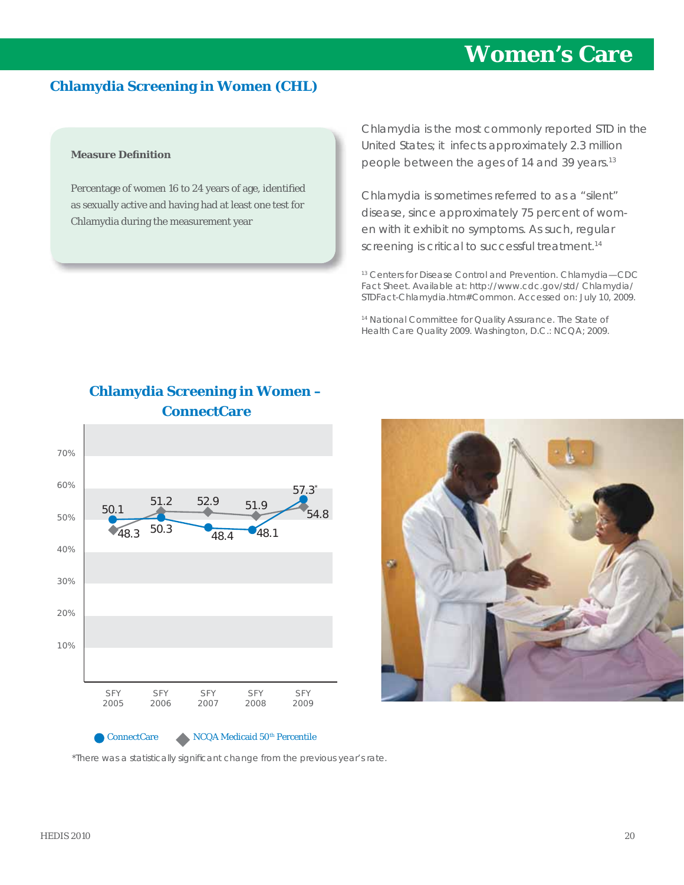# Women's Care

## Chlamydia Screening in Women (CHL)

**Measure Definition**

Percentage of women 16 to 24 years of age, identified as sexually active and having had at least one test for Chlamydia during the measurement year

Chlamydia is the most commonly reported STD in the United States; it infects approximately 2.3 million people between the ages of 14 and 39 years.[13]

Chlamydia is sometimes referred to as a "silent" disease, since approximately 75 percent of women with it exhibit no symptoms. As such, regular screening is critical to successful treatment.[14]

[13] Centers for Disease Control and Prevention. Chlamydia—CDC Fact Sheet. Available at: http://www.cdc.gov/std/ Chlamydia/ STDFact-Chlamydia.htm#Common. Accessed on: July 10, 2009.

[14] National Committee for Quality Assurance. The State of Health Care Quality 2009. Washington, D.C.: NCQA; 2009.

### Chlamydia Screening in Women – ConnectCare

| | SFY 2005 | SFY 2006 | SFY 2007 | SFY 2008 | SFY 2009 |
|---|---|---|---|---|---|
| ConnectCare | 50.1 | 50.3 | 48.4 | 48.1 | 57.3* |
| NCQA Medicaid 50th Percentile | 48.3 | 51.2 | 52.9 | 51.9 | 54.8 |

*There was a statistically significant change from the previous year's rate.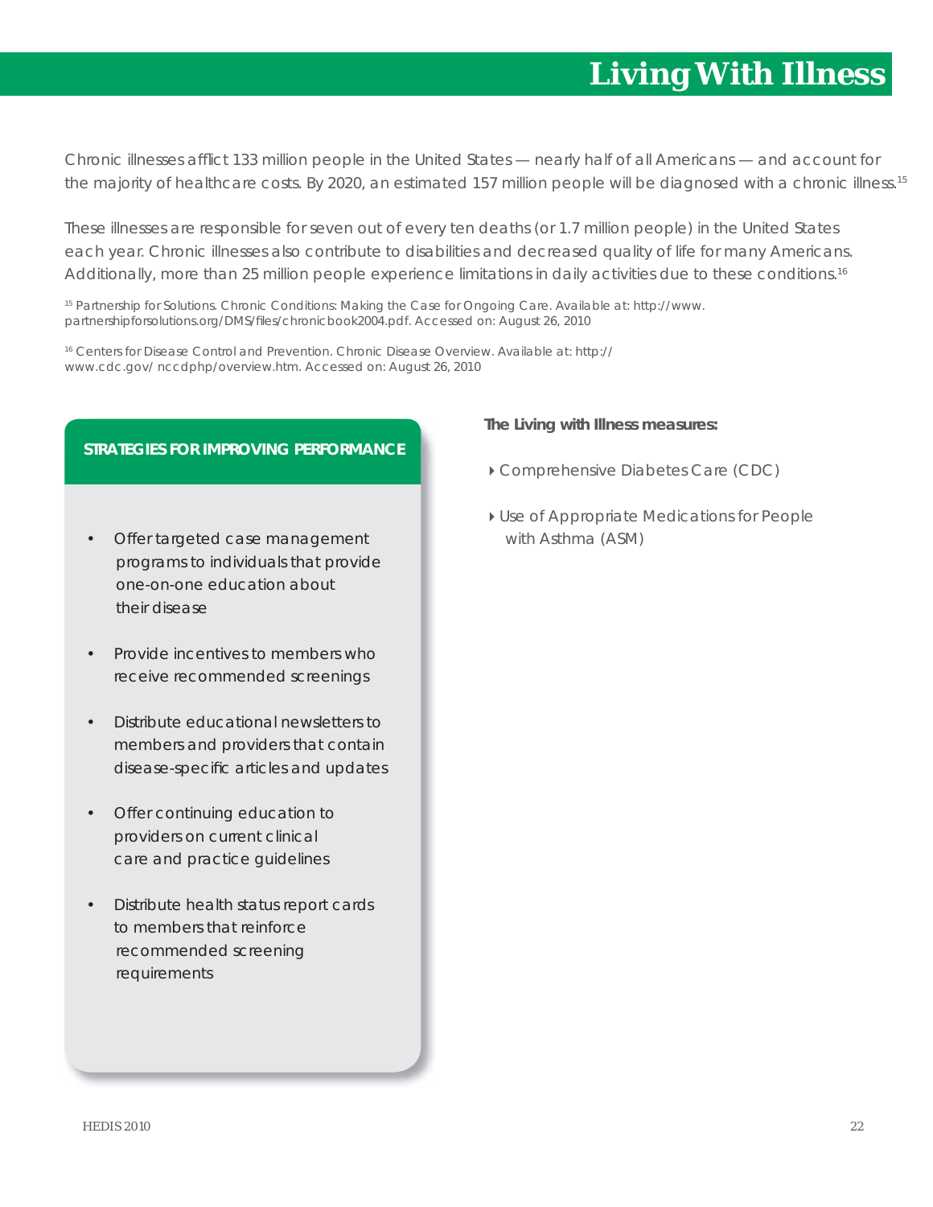# Living With Illness

Chronic illnesses afflict 133 million people in the United States — nearly half of all Americans — and account for the majority of healthcare costs. By 2020, an estimated 157 million people will be diagnosed with a chronic illness.[15]

These illnesses are responsible for seven out of every ten deaths (or 1.7 million people) in the United States each year. Chronic illnesses also contribute to disabilities and decreased quality of life for many Americans. Additionally, more than 25 million people experience limitations in daily activities due to these conditions.[16]

[15] Partnership for Solutions. Chronic Conditions: Making the Case for Ongoing Care. Available at: http://www.partnershipforsolutions.org/DMS/files/chronicbook2004.pdf. Accessed on: August 26, 2010

[16] Centers for Disease Control and Prevention. Chronic Disease Overview. Available at: http://www.cdc.gov/ nccdphp/overview.htm. Accessed on: August 26, 2010

**STRATEGIES FOR IMPROVING PERFORMANCE**

- Offer targeted case management programs to individuals that provide one-on-one education about their disease
- Provide incentives to members who receive recommended screenings
- Distribute educational newsletters to members and providers that contain disease-specific articles and updates
- Offer continuing education to providers on current clinical care and practice guidelines
- Distribute health status report cards to members that reinforce recommended screening requirements

**The Living with Illness measures:**

- Comprehensive Diabetes Care (CDC)
- Use of Appropriate Medications for People with Asthma (ASM)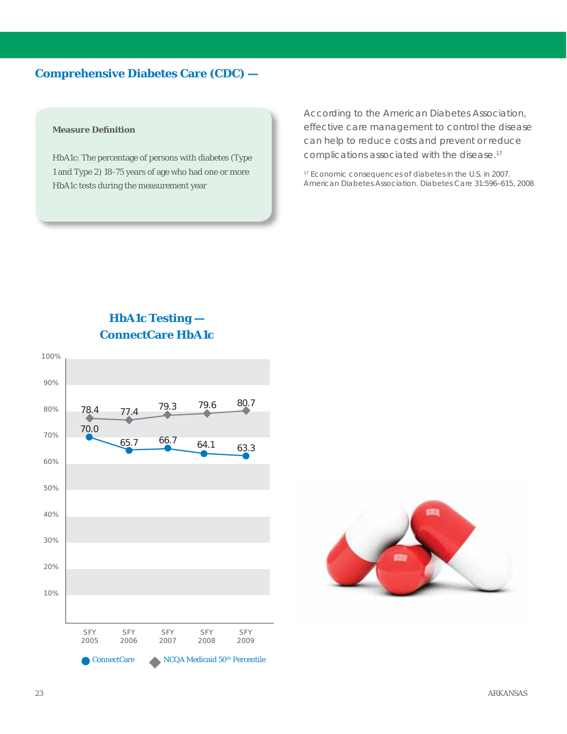## Comprehensive Diabetes Care (CDC) —

**Measure Definition**

HbA1c: The percentage of persons with diabetes (Type 1 and Type 2) 18-75 years of age who had one or more HbA1c tests during the measurement year

According to the American Diabetes Association, effective care management to control the disease can help to reduce costs and prevent or reduce complications associated with the disease.[17]

[17] Economic consequences of diabetes in the U.S. in 2007. American Diabetes Association. Diabetes Care 31:596–615, 2008

### HbA1c Testing — ConnectCare HbA1c

| | SFY 2005 | SFY 2006 | SFY 2007 | SFY 2008 | SFY 2009 |
|---|---|---|---|---|---|
| ConnectCare | 70.0 | 65.7 | 66.7 | 64.1 | 63.3 |
| NCQA Medicaid 50th Percentile | 78.4 | 77.4 | 79.3 | 79.6 | 80.7 |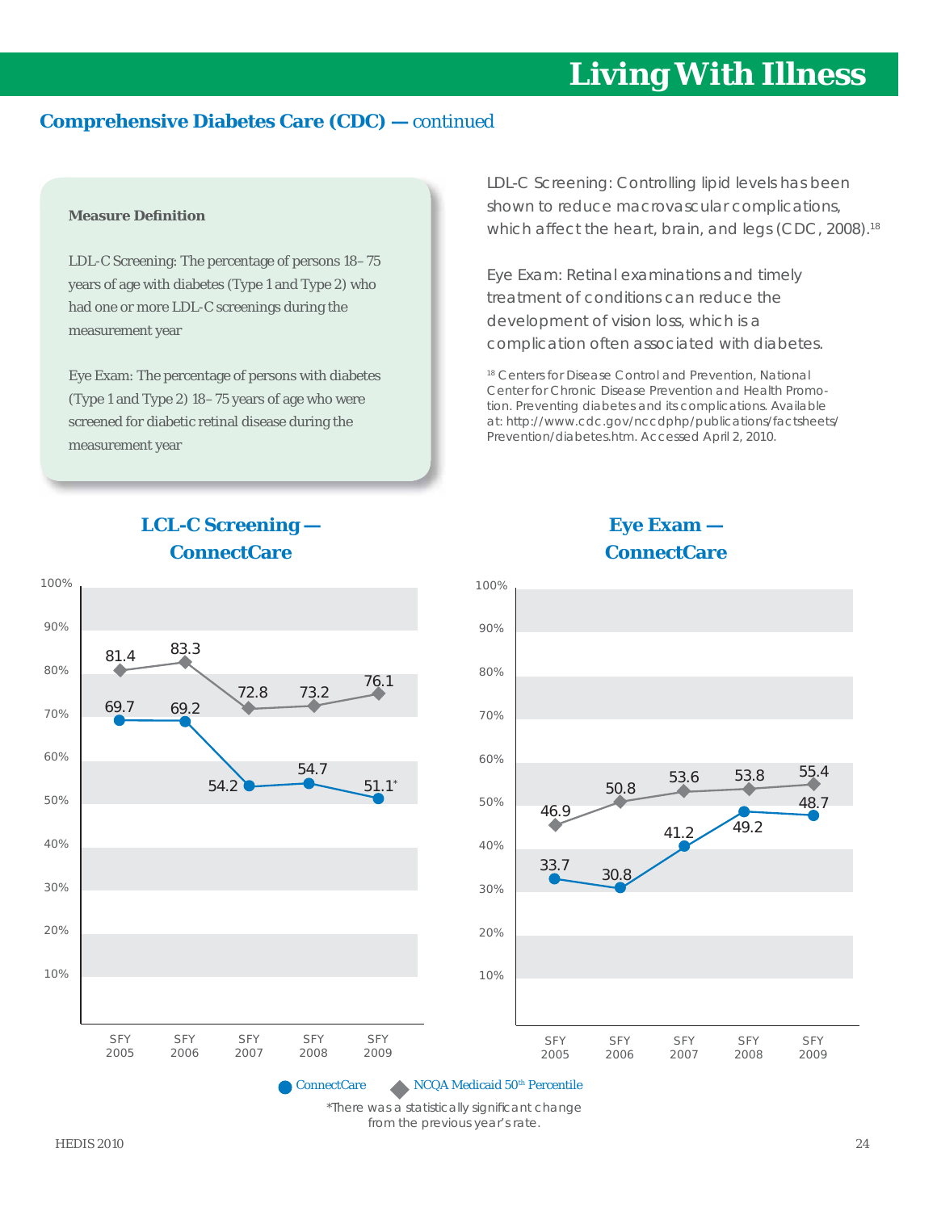# Living With Illness

## Comprehensive Diabetes Care (CDC) — continued

**Measure Definition**

LDL-C Screening: The percentage of persons 18–75 years of age with diabetes (Type 1 and Type 2) who had one or more LDL-C screenings during the measurement year

Eye Exam: The percentage of persons with diabetes (Type 1 and Type 2) 18–75 years of age who were screened for diabetic retinal disease during the measurement year

LDL-C Screening: Controlling lipid levels has been shown to reduce macrovascular complications, which affect the heart, brain, and legs (CDC, 2008).[18]

Eye Exam: Retinal examinations and timely treatment of conditions can reduce the development of vision loss, which is a complication often associated with diabetes.

[18] Centers for Disease Control and Prevention, National Center for Chronic Disease Prevention and Health Promotion. Preventing diabetes and its complications. Available at: http://www.cdc.gov/nccdphp/publications/factsheets/Prevention/diabetes.htm. Accessed April 2, 2010.

### LCL-C Screening — ConnectCare

| | SFY 2005 | SFY 2006 | SFY 2007 | SFY 2008 | SFY 2009 |
|---|---|---|---|---|---|
| ConnectCare | 69.7 | 69.2 | 54.2 | 54.7 | 51.1* |
| NCQA Medicaid 50th Percentile | 81.4 | 83.3 | 72.8 | 73.2 | 76.1 |

### Eye Exam — ConnectCare

| | SFY 2005 | SFY 2006 | SFY 2007 | SFY 2008 | SFY 2009 |
|---|---|---|---|---|---|
| ConnectCare | 33.7 | 30.8 | 41.2 | 49.2 | 48.7 |
| NCQA Medicaid 50th Percentile | 46.9 | 50.8 | 53.6 | 53.8 | 55.4 |

*There was a statistically significant change from the previous year's rate.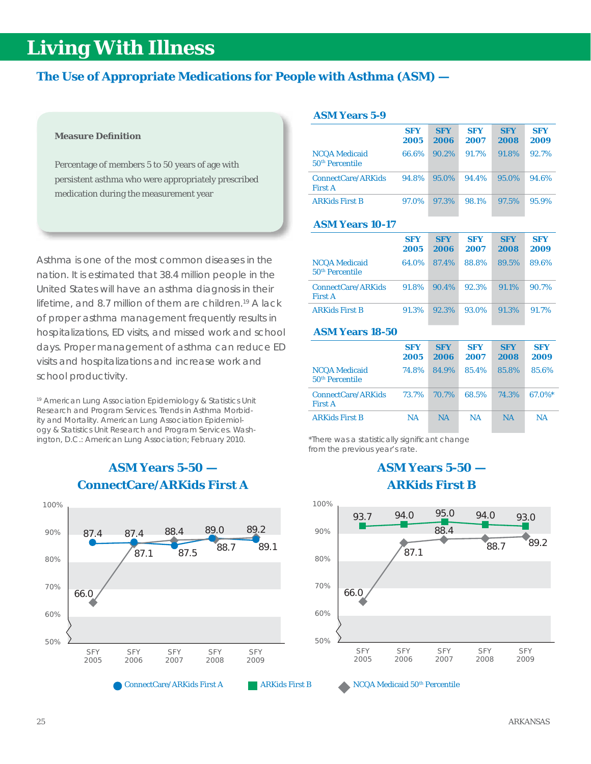# Living With Illness

## The Use of Appropriate Medications for People with Asthma (ASM) —

**Measure Definition**

Percentage of members 5 to 50 years of age with persistent asthma who were appropriately prescribed medication during the measurement year

Asthma is one of the most common diseases in the nation. It is estimated that 38.4 million people in the United States will have an asthma diagnosis in their lifetime, and 8.7 million of them are children.[19] A lack of proper asthma management frequently results in hospitalizations, ED visits, and missed work and school days. Proper management of asthma can reduce ED visits and hospitalizations and increase work and school productivity.

[19] American Lung Association Epidemiology & Statistics Unit Research and Program Services. Trends in Asthma Morbidity and Mortality. American Lung Association Epidemiology & Statistics Unit Research and Program Services. Washington, D.C.: American Lung Association; February 2010.

### ASM Years 5-9

| | SFY 2005 | SFY 2006 | SFY 2007 | SFY 2008 | SFY 2009 |
|---|---|---|---|---|---|
| NCQA Medicaid 50th Percentile | 66.6% | 90.2% | 91.7% | 91.8% | 92.7% |
| ConnectCare/ARKids First A | 94.8% | 95.0% | 94.4% | 95.0% | 94.6% |
| ARKids First B | 97.0% | 97.3% | 98.1% | 97.5% | 95.9% |

### ASM Years 10-17

| | SFY 2005 | SFY 2006 | SFY 2007 | SFY 2008 | SFY 2009 |
|---|---|---|---|---|---|
| NCQA Medicaid 50th Percentile | 64.0% | 87.4% | 88.8% | 89.5% | 89.6% |
| ConnectCare/ARKids First A | 91.8% | 90.4% | 92.3% | 91.1% | 90.7% |
| ARKids First B | 91.3% | 92.3% | 93.0% | 91.3% | 91.7% |

### ASM Years 18-50

| | SFY 2005 | SFY 2006 | SFY 2007 | SFY 2008 | SFY 2009 |
|---|---|---|---|---|---|
| NCQA Medicaid 50th Percentile | 74.8% | 84.9% | 85.4% | 85.8% | 85.6% |
| ConnectCare/ARKids First A | 73.7% | 70.7% | 68.5% | 74.3% | 67.0%* |
| ARKids First B | NA | NA | NA | NA | NA |

*There was a statistically significant change from the previous year's rate.

### ASM Years 5-50 — ConnectCare/ARKids First A

| | SFY 2005 | SFY 2006 | SFY 2007 | SFY 2008 | SFY 2009 |
|---|---|---|---|---|---|
| ConnectCare/ARKids First A | 87.4 | 87.4 | 87.5 | 89.0 | 89.2 |
| NCQA Medicaid 50th Percentile | 66.0 | 87.1 | 88.4 | 88.7 | 89.1 |

### ASM Years 5-50 — ARKids First B

| | SFY 2005 | SFY 2006 | SFY 2007 | SFY 2008 | SFY 2009 |
|---|---|---|---|---|---|
| ARKids First B | 93.7 | 94.0 | 95.0 | 94.0 | 93.0 |
| NCQA Medicaid 50th Percentile | 66.0 | 87.1 | 88.4 | 88.7 | 89.2 |

ConnectCare/ARKids First A | ARKids First B | NCQA Medicaid 50th Percentile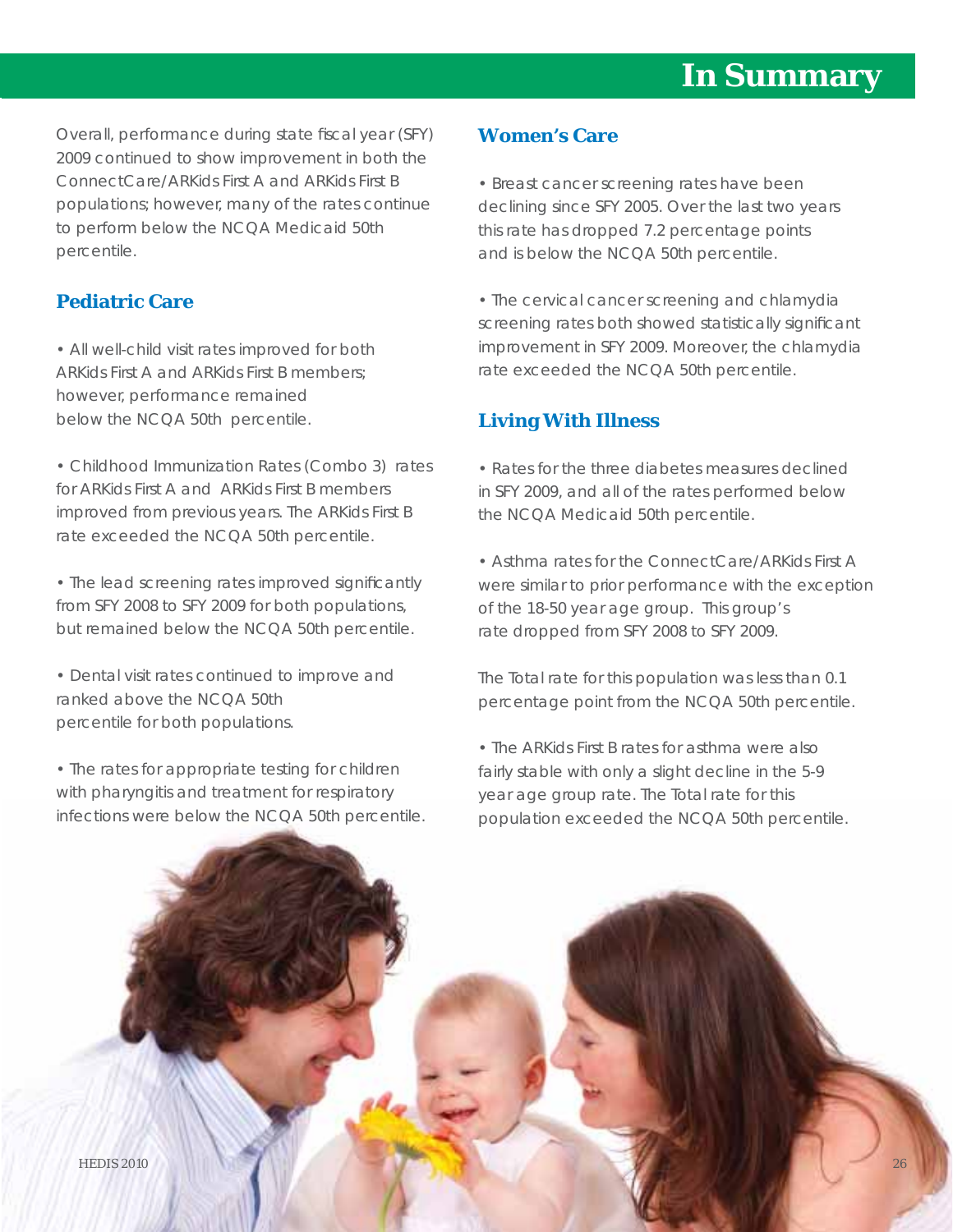# In Summary

Overall, performance during state fiscal year (SFY) 2009 continued to show improvement in both the ConnectCare/ARKids First A and ARKids First B populations; however, many of the rates continue to perform below the NCQA Medicaid 50th percentile.

## Pediatric Care

• All well-child visit rates improved for both ARKids First A and ARKids First B members; however, performance remained below the NCQA 50th percentile.

• Childhood Immunization Rates (Combo 3) rates for ARKids First A and ARKids First B members improved from previous years. The ARKids First B rate exceeded the NCQA 50th percentile.

• The lead screening rates improved significantly from SFY 2008 to SFY 2009 for both populations, but remained below the NCQA 50th percentile.

• Dental visit rates continued to improve and ranked above the NCQA 50th percentile for both populations.

• The rates for appropriate testing for children with pharyngitis and treatment for respiratory infections were below the NCQA 50th percentile.

## Women's Care

• Breast cancer screening rates have been declining since SFY 2005. Over the last two years this rate has dropped 7.2 percentage points and is below the NCQA 50th percentile.

• The cervical cancer screening and chlamydia screening rates both showed statistically significant improvement in SFY 2009. Moreover, the chlamydia rate exceeded the NCQA 50th percentile.

## Living With Illness

• Rates for the three diabetes measures declined in SFY 2009, and all of the rates performed below the NCQA Medicaid 50th percentile.

• Asthma rates for the ConnectCare/ARKids First A were similar to prior performance with the exception of the 18-50 year age group. This group's rate dropped from SFY 2008 to SFY 2009.

The Total rate for this population was less than 0.1 percentage point from the NCQA 50th percentile.

• The ARKids First B rates for asthma were also fairly stable with only a slight decline in the 5-9 year age group rate. The Total rate for this population exceeded the NCQA 50th percentile.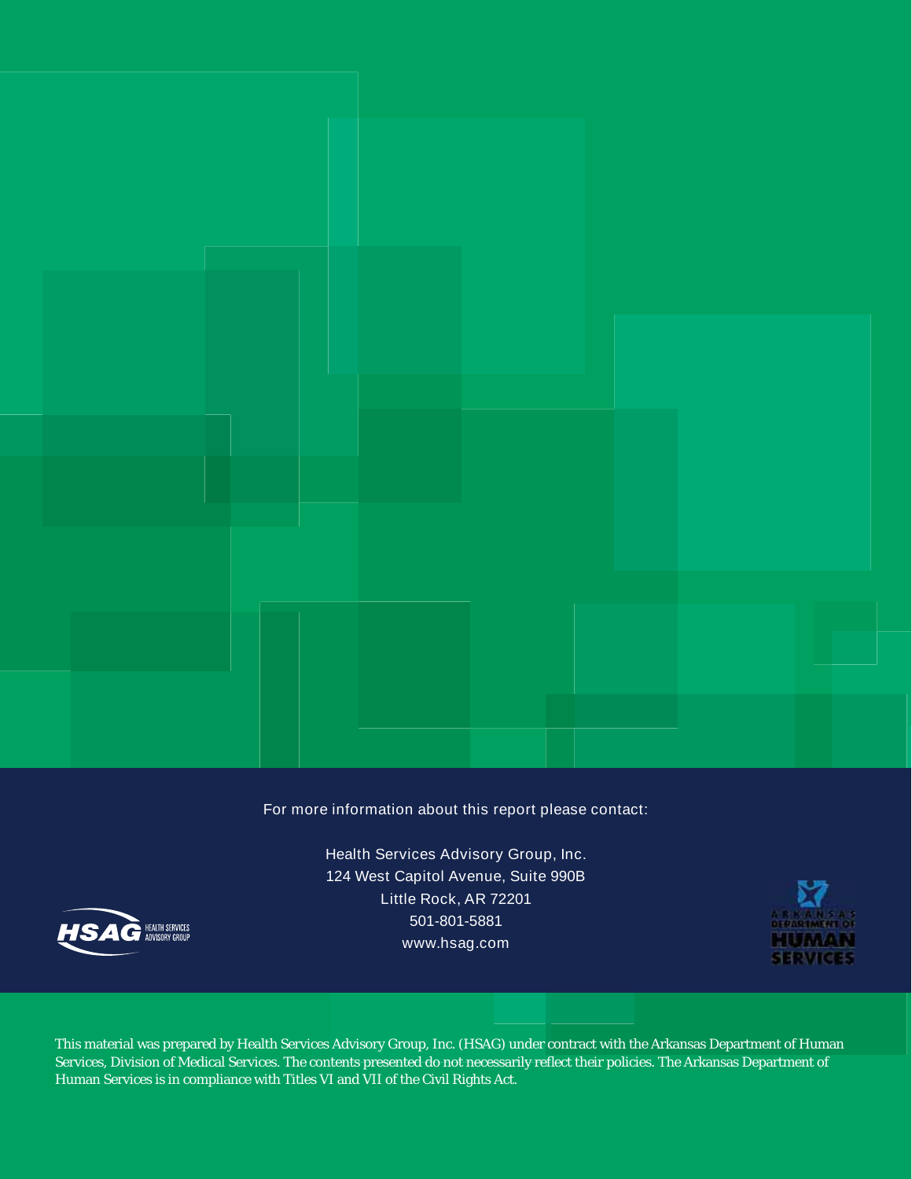For more information about this report please contact:

Health Services Advisory Group, Inc.
124 West Capitol Avenue, Suite 990B
Little Rock, AR 72201
501-801-5881
www.hsag.com

This material was prepared by Health Services Advisory Group, Inc. (HSAG) under contract with the Arkansas Department of Human Services, Division of Medical Services. The contents presented do not necessarily reflect their policies. The Arkansas Department of Human Services is in compliance with Titles VI and VII of the Civil Rights Act.